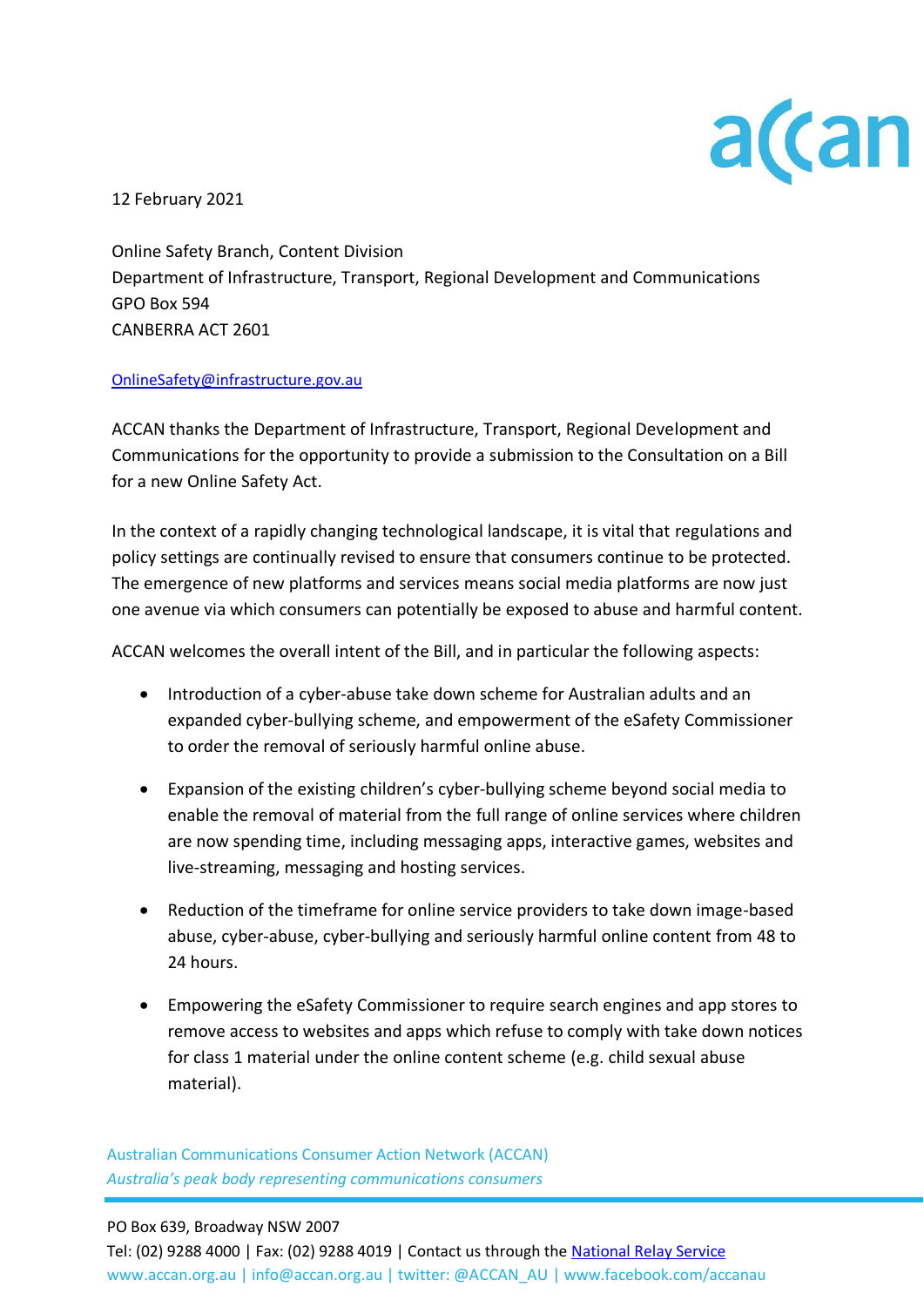12 February 2021

Online Safety Branch, Content Division
Department of Infrastructure, Transport, Regional Development and Communications
GPO Box 594
CANBERRA ACT 2601

OnlineSafety@infrastructure.gov.au

ACCAN thanks the Department of Infrastructure, Transport, Regional Development and Communications for the opportunity to provide a submission to the Consultation on a Bill for a new Online Safety Act.

In the context of a rapidly changing technological landscape, it is vital that regulations and policy settings are continually revised to ensure that consumers continue to be protected. The emergence of new platforms and services means social media platforms are now just one avenue via which consumers can potentially be exposed to abuse and harmful content.

ACCAN welcomes the overall intent of the Bill, and in particular the following aspects:

- Introduction of a cyber-abuse take down scheme for Australian adults and an expanded cyber-bullying scheme, and empowerment of the eSafety Commissioner to order the removal of seriously harmful online abuse.
- Expansion of the existing children's cyber-bullying scheme beyond social media to enable the removal of material from the full range of online services where children are now spending time, including messaging apps, interactive games, websites and live-streaming, messaging and hosting services.
- Reduction of the timeframe for online service providers to take down image-based abuse, cyber-abuse, cyber-bullying and seriously harmful online content from 48 to 24 hours.
- Empowering the eSafety Commissioner to require search engines and app stores to remove access to websites and apps which refuse to comply with take down notices for class 1 material under the online content scheme (e.g. child sexual abuse material).

Australian Communications Consumer Action Network (ACCAN)
*Australia's peak body representing communications consumers*

PO Box 639, Broadway NSW 2007
Tel: (02) 9288 4000 | Fax: (02) 9288 4019 | Contact us through the National Relay Service
www.accan.org.au | info@accan.org.au | twitter: @ACCAN_AU | www.facebook.com/accanau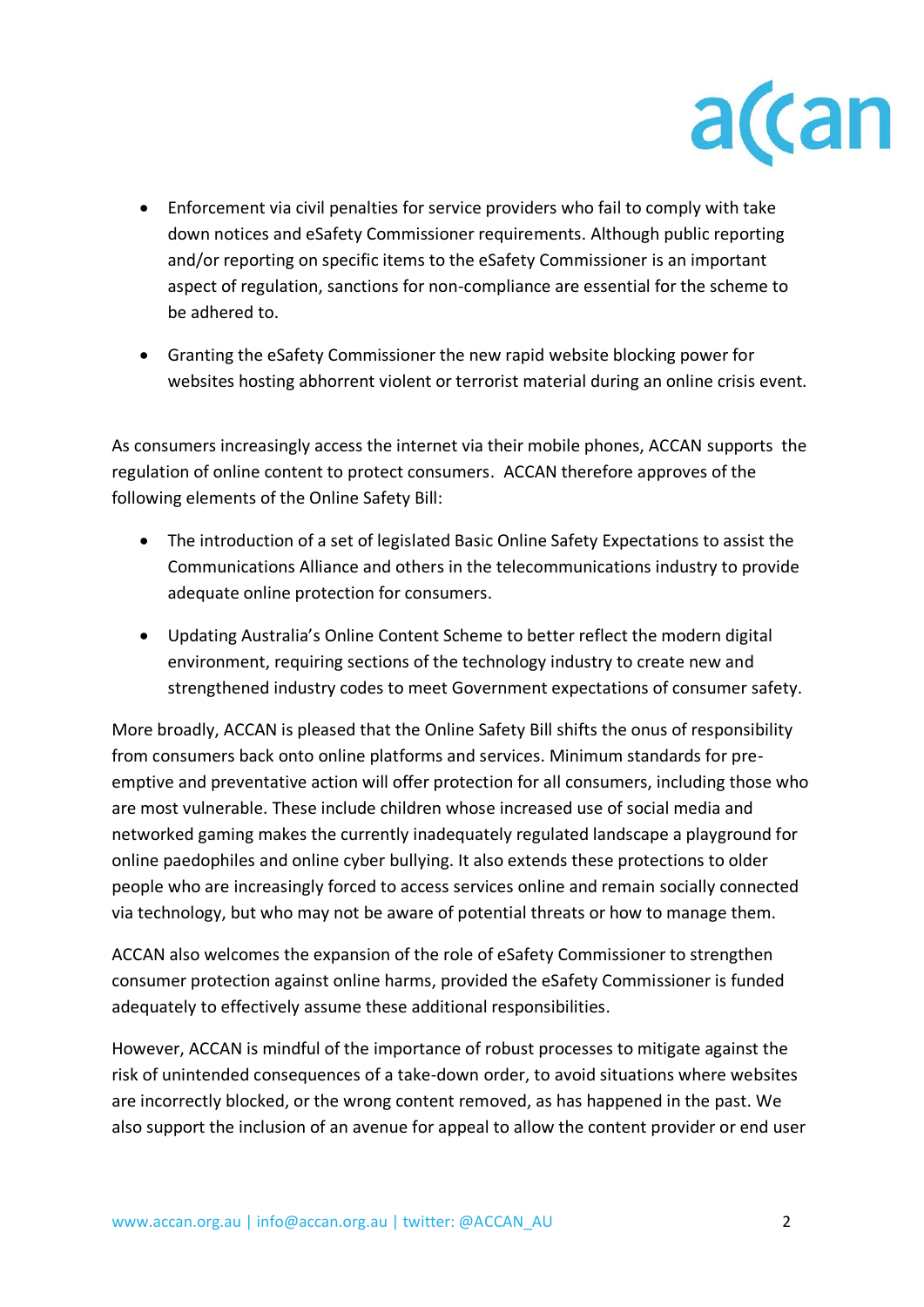- Enforcement via civil penalties for service providers who fail to comply with take down notices and eSafety Commissioner requirements. Although public reporting and/or reporting on specific items to the eSafety Commissioner is an important aspect of regulation, sanctions for non-compliance are essential for the scheme to be adhered to.

- Granting the eSafety Commissioner the new rapid website blocking power for websites hosting abhorrent violent or terrorist material during an online crisis event.

As consumers increasingly access the internet via their mobile phones, ACCAN supports the regulation of online content to protect consumers. ACCAN therefore approves of the following elements of the Online Safety Bill:

- The introduction of a set of legislated Basic Online Safety Expectations to assist the Communications Alliance and others in the telecommunications industry to provide adequate online protection for consumers.

- Updating Australia's Online Content Scheme to better reflect the modern digital environment, requiring sections of the technology industry to create new and strengthened industry codes to meet Government expectations of consumer safety.

More broadly, ACCAN is pleased that the Online Safety Bill shifts the onus of responsibility from consumers back onto online platforms and services. Minimum standards for pre-emptive and preventative action will offer protection for all consumers, including those who are most vulnerable. These include children whose increased use of social media and networked gaming makes the currently inadequately regulated landscape a playground for online paedophiles and online cyber bullying. It also extends these protections to older people who are increasingly forced to access services online and remain socially connected via technology, but who may not be aware of potential threats or how to manage them.

ACCAN also welcomes the expansion of the role of eSafety Commissioner to strengthen consumer protection against online harms, provided the eSafety Commissioner is funded adequately to effectively assume these additional responsibilities.

However, ACCAN is mindful of the importance of robust processes to mitigate against the risk of unintended consequences of a take-down order, to avoid situations where websites are incorrectly blocked, or the wrong content removed, as has happened in the past. We also support the inclusion of an avenue for appeal to allow the content provider or end user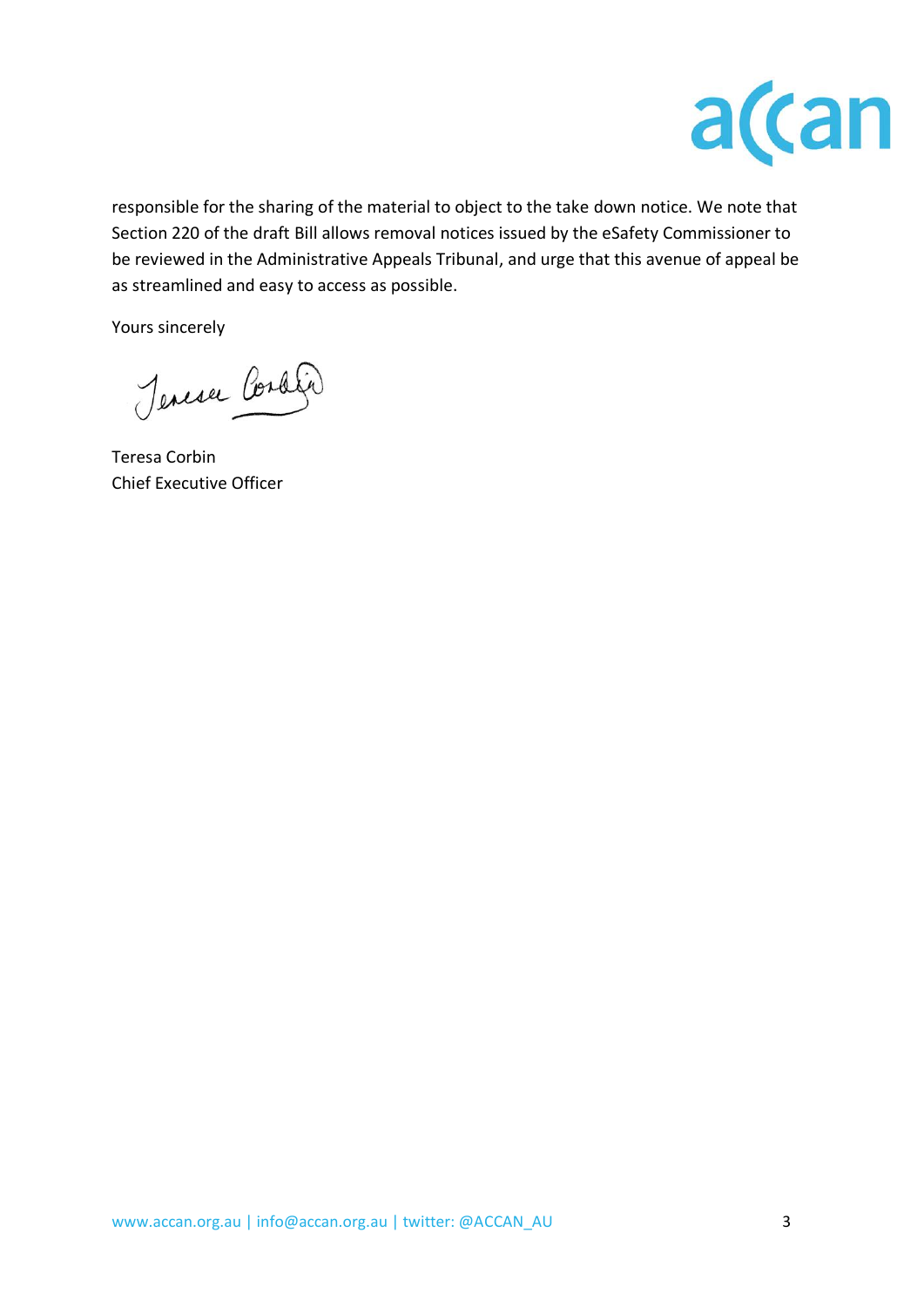responsible for the sharing of the material to object to the take down notice. We note that Section 220 of the draft Bill allows removal notices issued by the eSafety Commissioner to be reviewed in the Administrative Appeals Tribunal, and urge that this avenue of appeal be as streamlined and easy to access as possible.

Yours sincerely

Teresa Corbin
Chief Executive Officer